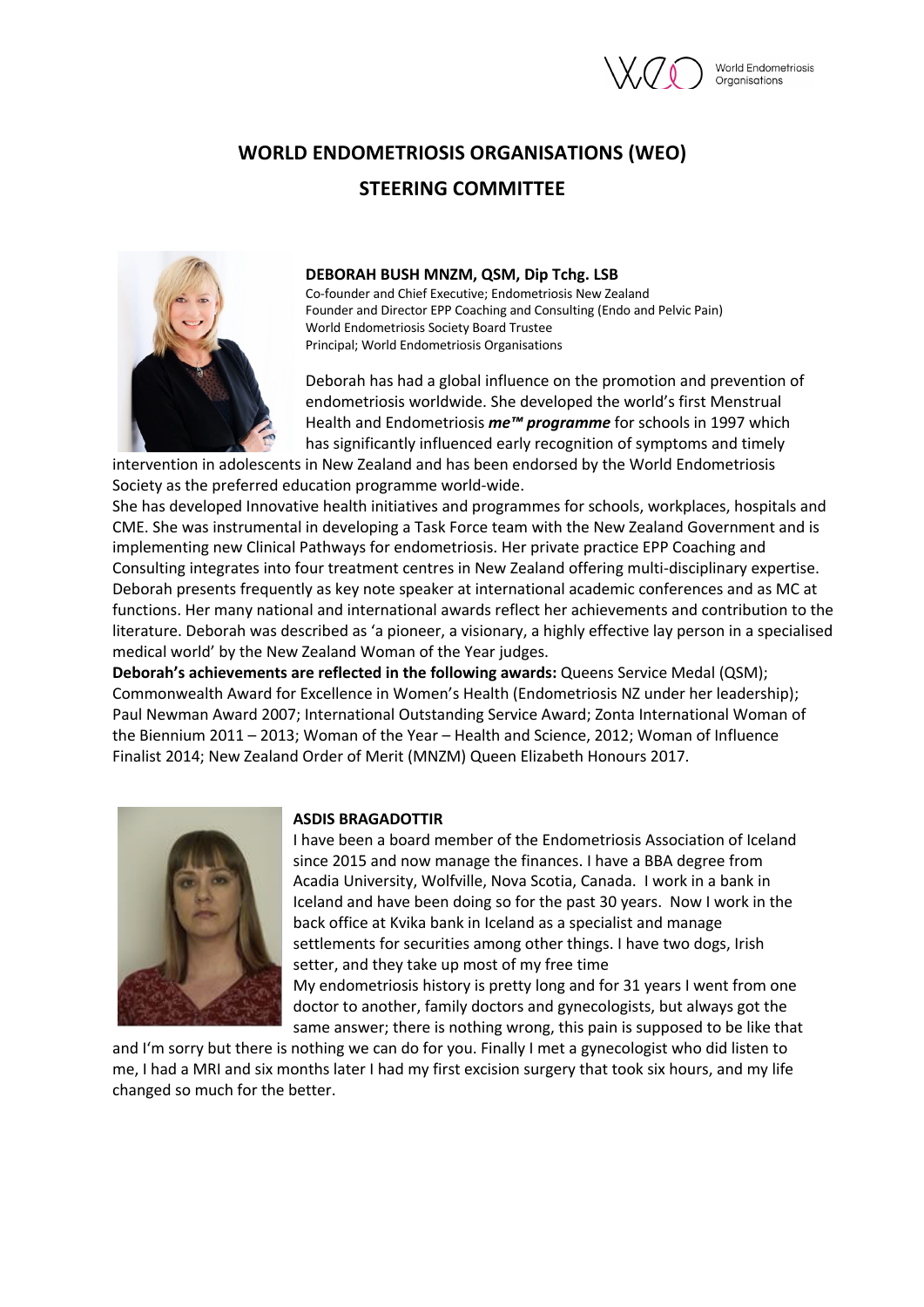# WORLD ENDOMETRIOSIS ORGANISATIONS (WEO)

# STEERING COMMITTEE

### DEBORAH BUSH MNZM, QSM, Dip Tchg. LSB

Co-founder and Chief Executive; Endometriosis New Zealand
Founder and Director EPP Coaching and Consulting (Endo and Pelvic Pain)
World Endometriosis Society Board Trustee
Principal; World Endometriosis Organisations

Deborah has had a global influence on the promotion and prevention of endometriosis worldwide. She developed the world's first Menstrual Health and Endometriosis ***me™ programme*** for schools in 1997 which has significantly influenced early recognition of symptoms and timely intervention in adolescents in New Zealand and has been endorsed by the World Endometriosis Society as the preferred education programme world-wide.

She has developed Innovative health initiatives and programmes for schools, workplaces, hospitals and CME. She was instrumental in developing a Task Force team with the New Zealand Government and is implementing new Clinical Pathways for endometriosis. Her private practice EPP Coaching and Consulting integrates into four treatment centres in New Zealand offering multi-disciplinary expertise. Deborah presents frequently as key note speaker at international academic conferences and as MC at functions. Her many national and international awards reflect her achievements and contribution to the literature. Deborah was described as 'a pioneer, a visionary, a highly effective lay person in a specialised medical world' by the New Zealand Woman of the Year judges.

**Deborah's achievements are reflected in the following awards:** Queens Service Medal (QSM); Commonwealth Award for Excellence in Women's Health (Endometriosis NZ under her leadership); Paul Newman Award 2007; International Outstanding Service Award; Zonta International Woman of the Biennium 2011 – 2013; Woman of the Year – Health and Science, 2012; Woman of Influence Finalist 2014; New Zealand Order of Merit (MNZM) Queen Elizabeth Honours 2017.

### ASDIS BRAGADOTTIR

I have been a board member of the Endometriosis Association of Iceland since 2015 and now manage the finances. I have a BBA degree from Acadia University, Wolfville, Nova Scotia, Canada. I work in a bank in Iceland and have been doing so for the past 30 years. Now I work in the back office at Kvika bank in Iceland as a specialist and manage settlements for securities among other things. I have two dogs, Irish setter, and they take up most of my free time

My endometriosis history is pretty long and for 31 years I went from one doctor to another, family doctors and gynecologists, but always got the same answer; there is nothing wrong, this pain is supposed to be like that and I'm sorry but there is nothing we can do for you. Finally I met a gynecologist who did listen to me, I had a MRI and six months later I had my first excision surgery that took six hours, and my life changed so much for the better.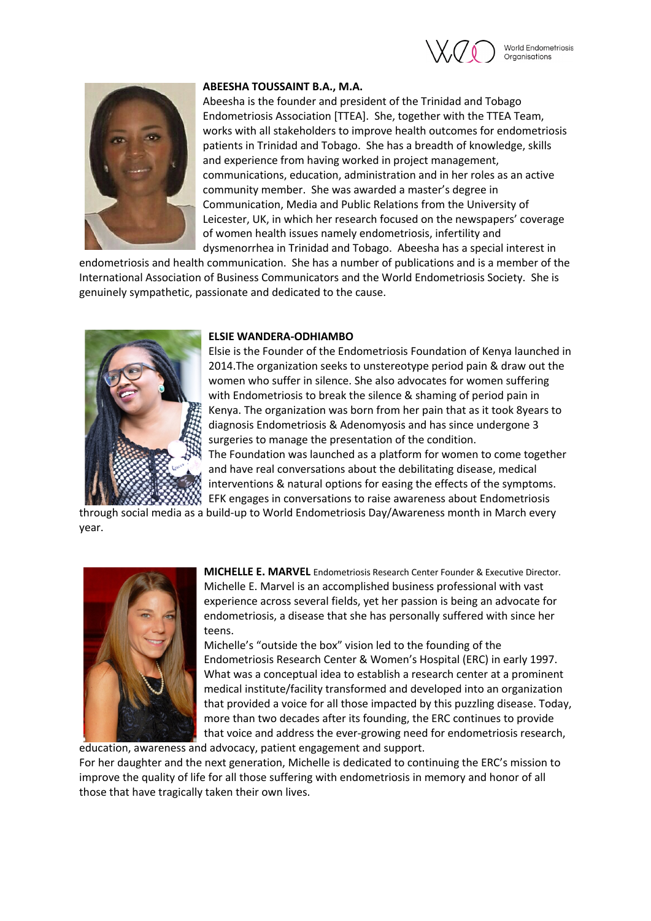### ABEESHA TOUSSAINT B.A., M.A.

Abeesha is the founder and president of the Trinidad and Tobago Endometriosis Association [TTEA]. She, together with the TTEA Team, works with all stakeholders to improve health outcomes for endometriosis patients in Trinidad and Tobago. She has a breadth of knowledge, skills and experience from having worked in project management, communications, education, administration and in her roles as an active community member. She was awarded a master's degree in Communication, Media and Public Relations from the University of Leicester, UK, in which her research focused on the newspapers' coverage of women health issues namely endometriosis, infertility and dysmenorrhea in Trinidad and Tobago. Abeesha has a special interest in endometriosis and health communication. She has a number of publications and is a member of the International Association of Business Communicators and the World Endometriosis Society. She is genuinely sympathetic, passionate and dedicated to the cause.

### ELSIE WANDERA-ODHIAMBO

Elsie is the Founder of the Endometriosis Foundation of Kenya launched in 2014.The organization seeks to unstereotype period pain & draw out the women who suffer in silence. She also advocates for women suffering with Endometriosis to break the silence & shaming of period pain in Kenya. The organization was born from her pain that as it took 8years to diagnosis Endometriosis & Adenomyosis and has since undergone 3 surgeries to manage the presentation of the condition.

The Foundation was launched as a platform for women to come together and have real conversations about the debilitating disease, medical interventions & natural options for easing the effects of the symptoms. EFK engages in conversations to raise awareness about Endometriosis through social media as a build-up to World Endometriosis Day/Awareness month in March every year.

### MICHELLE E. MARVEL Endometriosis Research Center Founder & Executive Director.

Michelle E. Marvel is an accomplished business professional with vast experience across several fields, yet her passion is being an advocate for endometriosis, a disease that she has personally suffered with since her teens.

Michelle's "outside the box" vision led to the founding of the Endometriosis Research Center & Women's Hospital (ERC) in early 1997. What was a conceptual idea to establish a research center at a prominent medical institute/facility transformed and developed into an organization that provided a voice for all those impacted by this puzzling disease. Today, more than two decades after its founding, the ERC continues to provide that voice and address the ever-growing need for endometriosis research, education, awareness and advocacy, patient engagement and support.

For her daughter and the next generation, Michelle is dedicated to continuing the ERC's mission to improve the quality of life for all those suffering with endometriosis in memory and honor of all those that have tragically taken their own lives.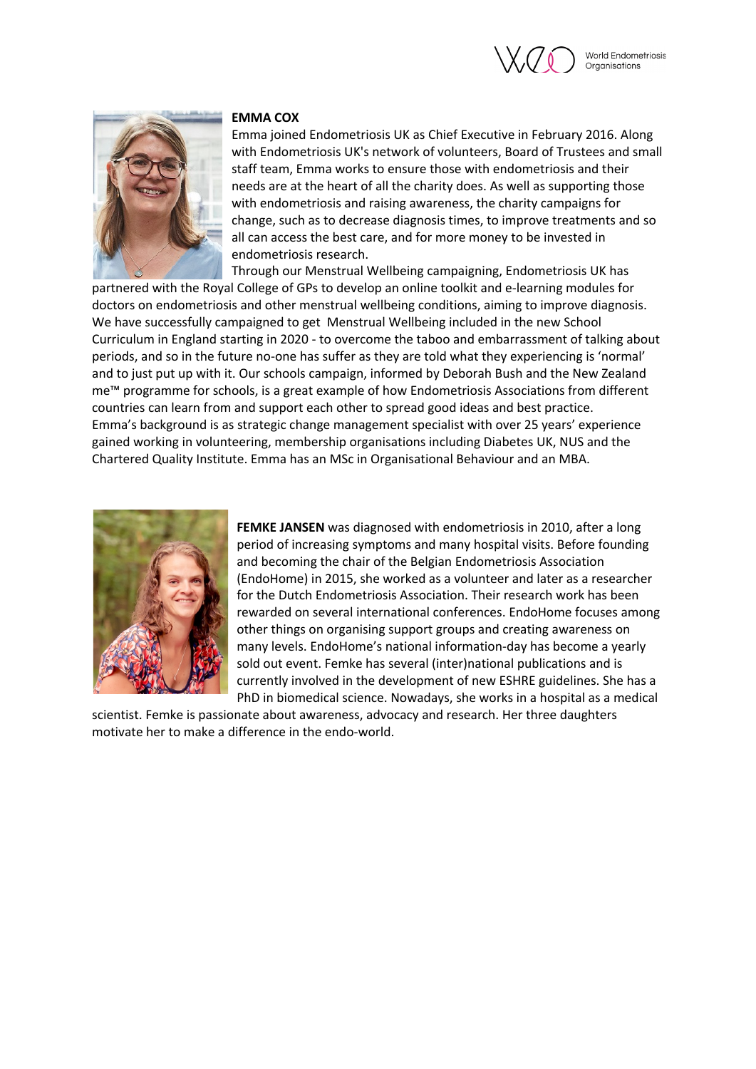**EMMA COX**

Emma joined Endometriosis UK as Chief Executive in February 2016. Along with Endometriosis UK's network of volunteers, Board of Trustees and small staff team, Emma works to ensure those with endometriosis and their needs are at the heart of all the charity does. As well as supporting those with endometriosis and raising awareness, the charity campaigns for change, such as to decrease diagnosis times, to improve treatments and so all can access the best care, and for more money to be invested in endometriosis research.

Through our Menstrual Wellbeing campaigning, Endometriosis UK has partnered with the Royal College of GPs to develop an online toolkit and e-learning modules for doctors on endometriosis and other menstrual wellbeing conditions, aiming to improve diagnosis. We have successfully campaigned to get Menstrual Wellbeing included in the new School Curriculum in England starting in 2020 - to overcome the taboo and embarrassment of talking about periods, and so in the future no-one has suffer as they are told what they experiencing is 'normal' and to just put up with it. Our schools campaign, informed by Deborah Bush and the New Zealand me™ programme for schools, is a great example of how Endometriosis Associations from different countries can learn from and support each other to spread good ideas and best practice.

Emma's background is as strategic change management specialist with over 25 years' experience gained working in volunteering, membership organisations including Diabetes UK, NUS and the Chartered Quality Institute. Emma has an MSc in Organisational Behaviour and an MBA.

**FEMKE JANSEN** was diagnosed with endometriosis in 2010, after a long period of increasing symptoms and many hospital visits. Before founding and becoming the chair of the Belgian Endometriosis Association (EndoHome) in 2015, she worked as a volunteer and later as a researcher for the Dutch Endometriosis Association. Their research work has been rewarded on several international conferences. EndoHome focuses among other things on organising support groups and creating awareness on many levels. EndoHome's national information-day has become a yearly sold out event. Femke has several (inter)national publications and is currently involved in the development of new ESHRE guidelines. She has a PhD in biomedical science. Nowadays, she works in a hospital as a medical scientist. Femke is passionate about awareness, advocacy and research. Her three daughters motivate her to make a difference in the endo-world.